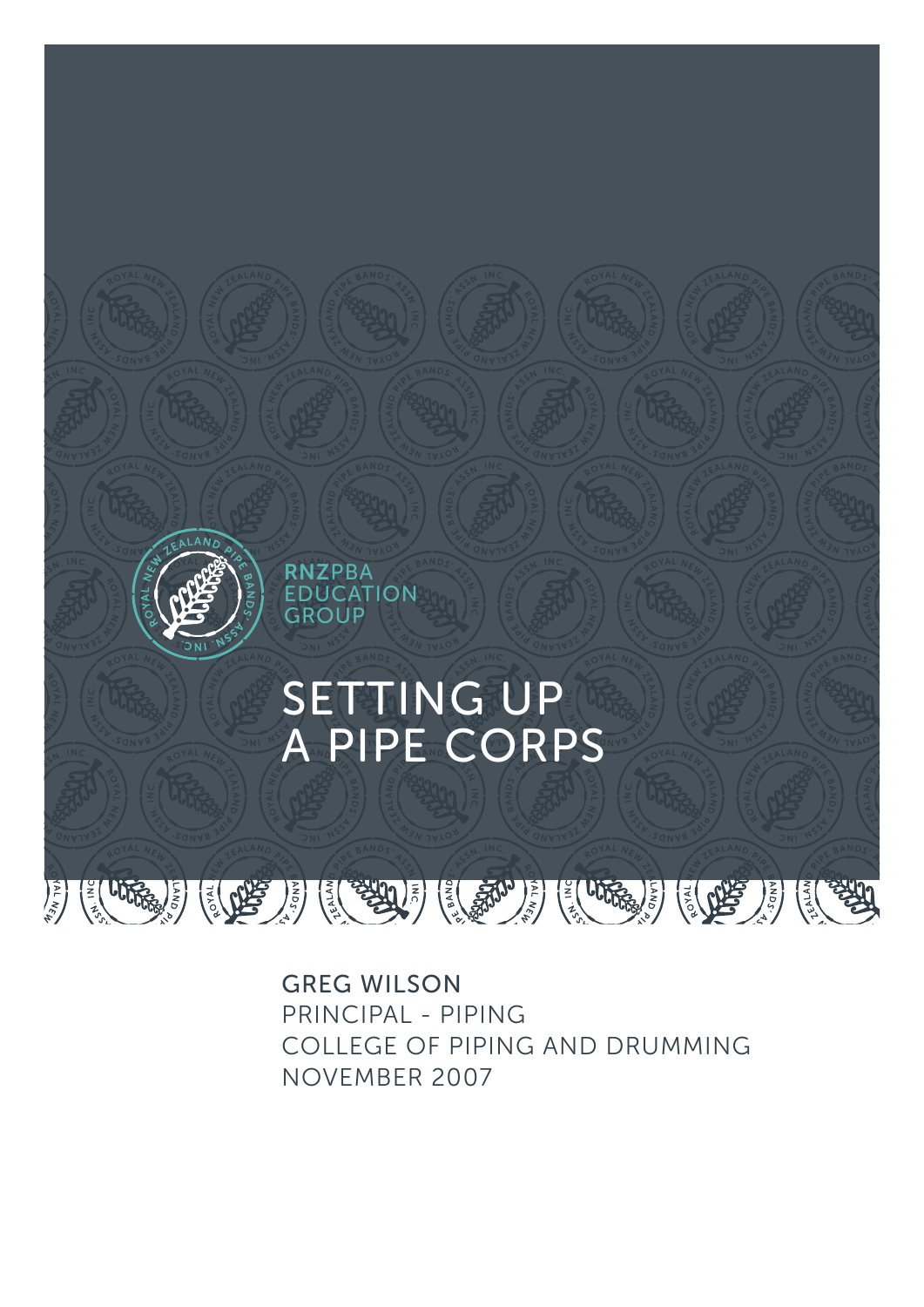RNZPBA EDUCATION GROUP

# SETTING UP A PIPE CORPS

GREG WILSON
PRINCIPAL - PIPING
COLLEGE OF PIPING AND DRUMMING
NOVEMBER 2007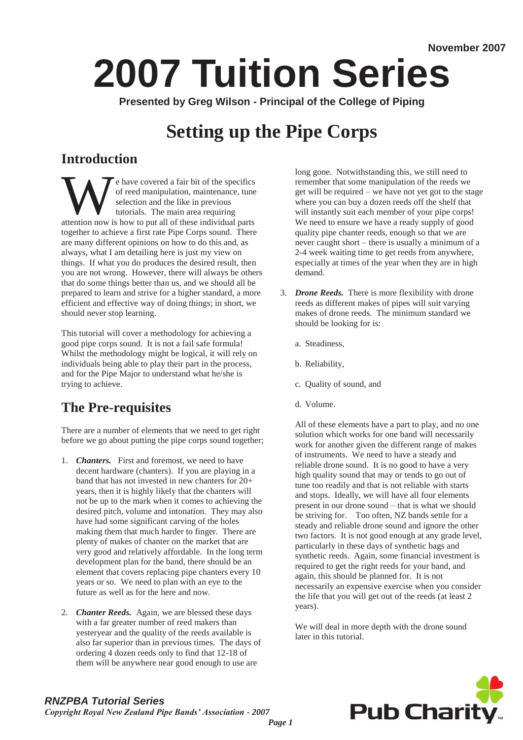# 2007 Tuition Series

**Presented by Greg Wilson - Principal of the College of Piping**

# Setting up the Pipe Corps

## Introduction

We have covered a fair bit of the specifics of reed manipulation, maintenance, tune selection and the like in previous tutorials. The main area requiring attention now is how to put all of these individual parts together to achieve a first rate Pipe Corps sound. There are many different opinions on how to do this and, as always, what I am detailing here is just my view on things. If what you do produces the desired result, then you are not wrong. However, there will always be others that do some things better than us, and we should all be prepared to learn and strive for a higher standard, a more efficient and effective way of doing things; in short, we should never stop learning.

This tutorial will cover a methodology for achieving a good pipe corps sound. It is not a fail safe formula! Whilst the methodology might be logical, it will rely on individuals being able to play their part in the process, and for the Pipe Major to understand what he/she is trying to achieve.

## The Pre-requisites

There are a number of elements that we need to get right before we go about putting the pipe corps sound together;

1. ***Chanters.*** First and foremost, we need to have decent hardware (chanters). If you are playing in a band that has not invested in new chanters for 20+ years, then it is highly likely that the chanters will not be up to the mark when it comes to achieving the desired pitch, volume and intonation. They may also have had some significant carving of the holes making them that much harder to finger. There are plenty of makes of chanter on the market that are very good and relatively affordable. In the long term development plan for the band, there should be an element that covers replacing pipe chanters every 10 years or so. We need to plan with an eye to the future as well as for the here and now.

2. ***Chanter Reeds.*** Again, we are blessed these days with a far greater number of reed makers than yesteryear and the quality of the reeds available is also far superior than in previous times. The days of ordering 4 dozen reeds only to find that 12-18 of them will be anywhere near good enough to use are long gone. Notwithstanding this, we still need to remember that some manipulation of the reeds we get will be required – we have not yet got to the stage where you can buy a dozen reeds off the shelf that will instantly suit each member of your pipe corps! We need to ensure we have a ready supply of good quality pipe chanter reeds, enough so that we are never caught short – there is usually a minimum of a 2-4 week waiting time to get reeds from anywhere, especially at times of the year when they are in high demand.

3. ***Drone Reeds.*** There is more flexibility with drone reeds as different makes of pipes will suit varying makes of drone reeds. The minimum standard we should be looking for is:

   a. Steadiness,

   b. Reliability,

   c. Quality of sound, and

   d. Volume.

   All of these elements have a part to play, and no one solution which works for one band will necessarily work for another given the different range of makes of instruments. We need to have a steady and reliable drone sound. It is no good to have a very high quality sound that may or tends to go out of tune too readily and that is not reliable with starts and stops. Ideally, we will have all four elements present in our drone sound – that is what we should be striving for. Too often, NZ bands settle for a steady and reliable drone sound and ignore the other two factors. It is not good enough at any grade level, particularly in these days of synthetic bags and synthetic reeds. Again, some financial investment is required to get the right reeds for your band, and again, this should be planned for. It is not necessarily an expensive exercise when you consider the life that you will get out of the reeds (at least 2 years).

   We will deal in more depth with the drone sound later in this tutorial.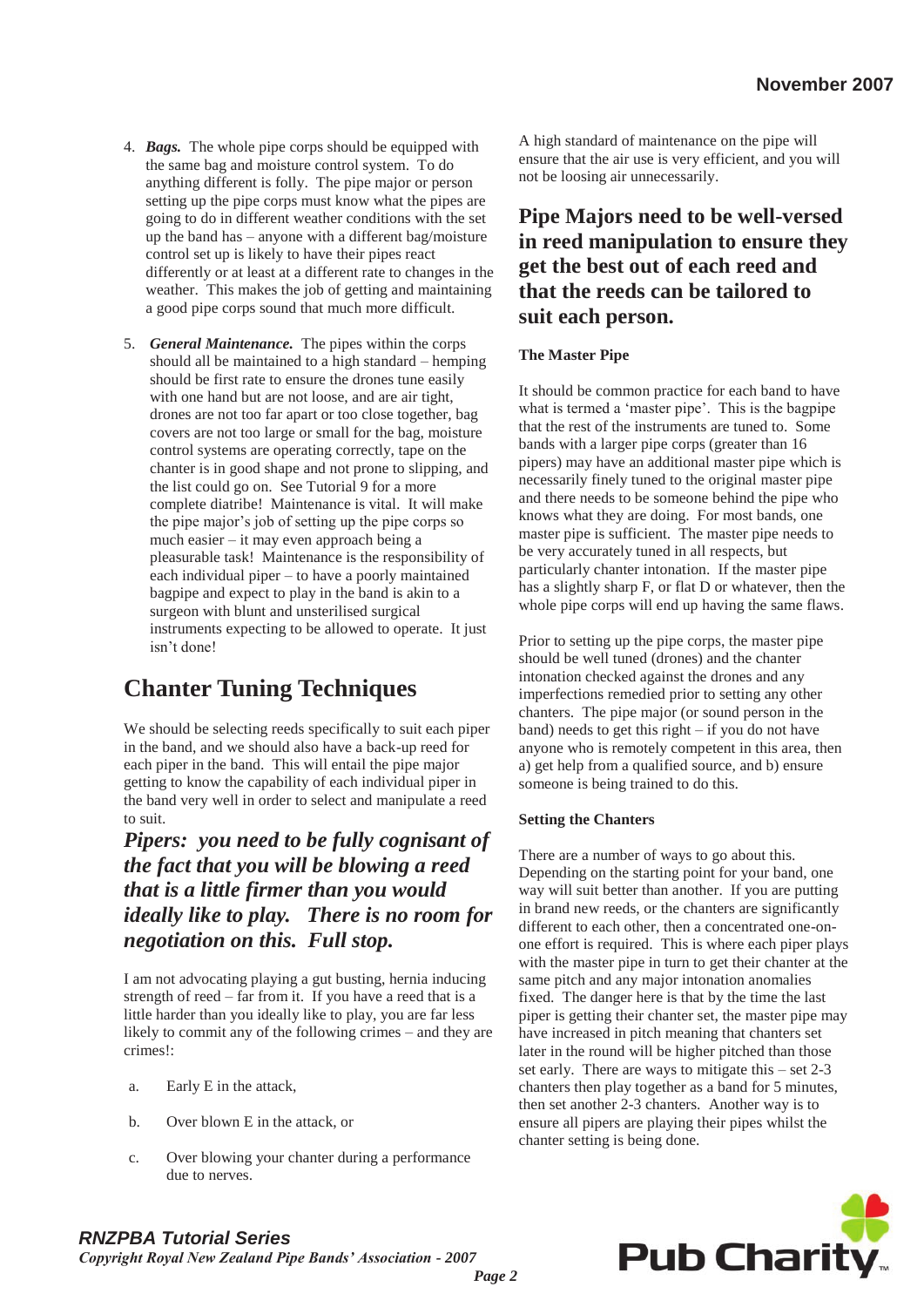4. ***Bags.*** The whole pipe corps should be equipped with the same bag and moisture control system. To do anything different is folly. The pipe major or person setting up the pipe corps must know what the pipes are going to do in different weather conditions with the set up the band has – anyone with a different bag/moisture control set up is likely to have their pipes react differently or at least at a different rate to changes in the weather. This makes the job of getting and maintaining a good pipe corps sound that much more difficult.

5. ***General Maintenance.*** The pipes within the corps should all be maintained to a high standard – hemping should be first rate to ensure the drones tune easily with one hand but are not loose, and are air tight, drones are not too far apart or too close together, bag covers are not too large or small for the bag, moisture control systems are operating correctly, tape on the chanter is in good shape and not prone to slipping, and the list could go on. See Tutorial 9 for a more complete diatribe! Maintenance is vital. It will make the pipe major's job of setting up the pipe corps so much easier – it may even approach being a pleasurable task! Maintenance is the responsibility of each individual piper – to have a poorly maintained bagpipe and expect to play in the band is akin to a surgeon with blunt and unsterilised surgical instruments expecting to be allowed to operate. It just isn't done!

# Chanter Tuning Techniques

We should be selecting reeds specifically to suit each piper in the band, and we should also have a back-up reed for each piper in the band. This will entail the pipe major getting to know the capability of each individual piper in the band very well in order to select and manipulate a reed to suit.

***Pipers: you need to be fully cognisant of the fact that you will be blowing a reed that is a little firmer than you would ideally like to play. There is no room for negotiation on this. Full stop.***

I am not advocating playing a gut busting, hernia inducing strength of reed – far from it. If you have a reed that is a little harder than you ideally like to play, you are far less likely to commit any of the following crimes – and they are crimes!:

a. Early E in the attack,

b. Over blown E in the attack, or

c. Over blowing your chanter during a performance due to nerves.

A high standard of maintenance on the pipe will ensure that the air use is very efficient, and you will not be loosing air unnecessarily.

**Pipe Majors need to be well-versed in reed manipulation to ensure they get the best out of each reed and that the reeds can be tailored to suit each person.**

### The Master Pipe

It should be common practice for each band to have what is termed a 'master pipe'. This is the bagpipe that the rest of the instruments are tuned to. Some bands with a larger pipe corps (greater than 16 pipers) may have an additional master pipe which is necessarily finely tuned to the original master pipe and there needs to be someone behind the pipe who knows what they are doing. For most bands, one master pipe is sufficient. The master pipe needs to be very accurately tuned in all respects, but particularly chanter intonation. If the master pipe has a slightly sharp F, or flat D or whatever, then the whole pipe corps will end up having the same flaws.

Prior to setting up the pipe corps, the master pipe should be well tuned (drones) and the chanter intonation checked against the drones and any imperfections remedied prior to setting any other chanters. The pipe major (or sound person in the band) needs to get this right – if you do not have anyone who is remotely competent in this area, then a) get help from a qualified source, and b) ensure someone is being trained to do this.

### Setting the Chanters

There are a number of ways to go about this. Depending on the starting point for your band, one way will suit better than another. If you are putting in brand new reeds, or the chanters are significantly different to each other, then a concentrated one-on-one effort is required. This is where each piper plays with the master pipe in turn to get their chanter at the same pitch and any major intonation anomalies fixed. The danger here is that by the time the last piper is getting their chanter set, the master pipe may have increased in pitch meaning that chanters set later in the round will be higher pitched than those set early. There are ways to mitigate this – set 2-3 chanters then play together as a band for 5 minutes, then set another 2-3 chanters. Another way is to ensure all pipers are playing their pipes whilst the chanter setting is being done.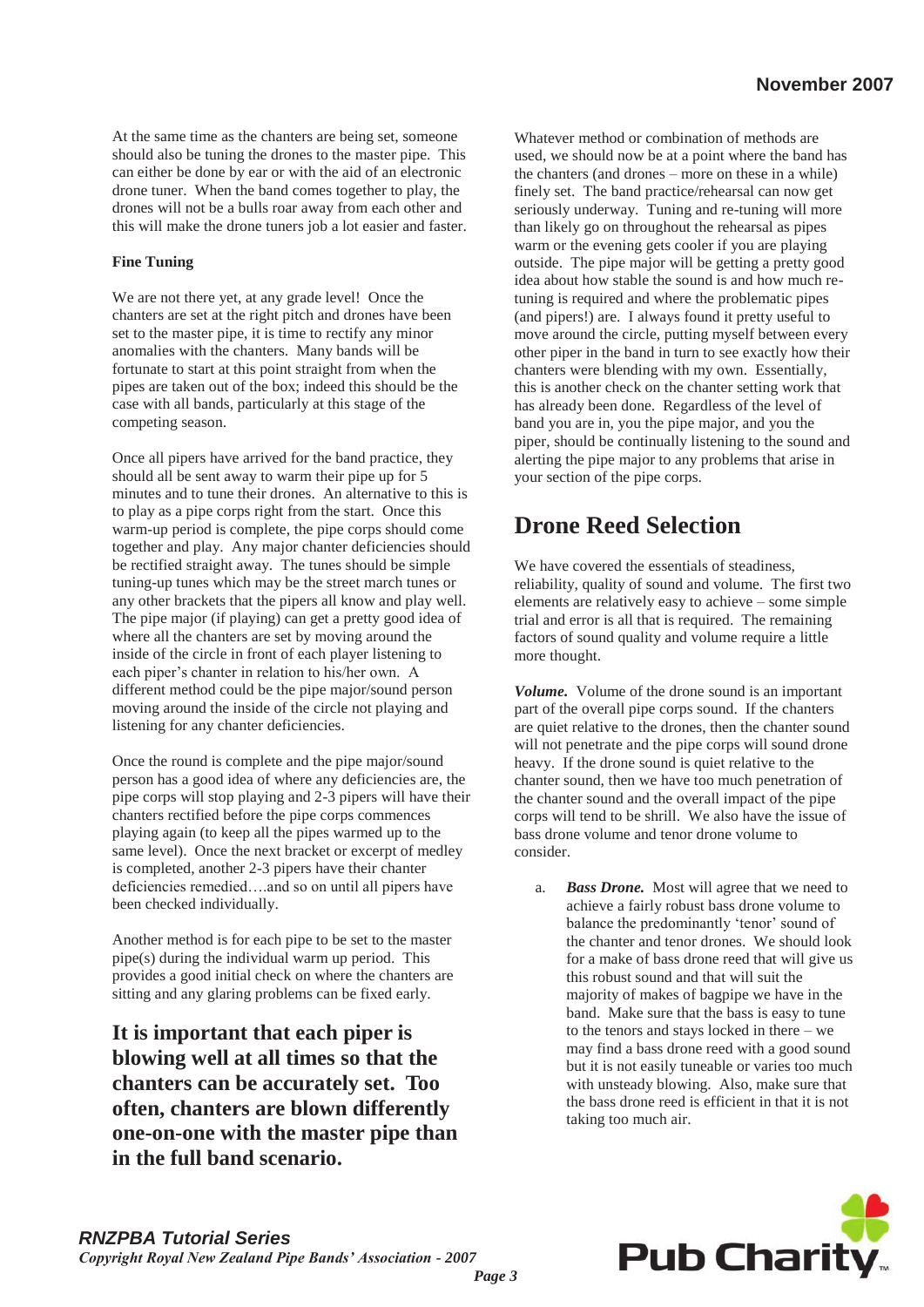At the same time as the chanters are being set, someone should also be tuning the drones to the master pipe. This can either be done by ear or with the aid of an electronic drone tuner. When the band comes together to play, the drones will not be a bulls roar away from each other and this will make the drone tuners job a lot easier and faster.

**Fine Tuning**

We are not there yet, at any grade level! Once the chanters are set at the right pitch and drones have been set to the master pipe, it is time to rectify any minor anomalies with the chanters. Many bands will be fortunate to start at this point straight from when the pipes are taken out of the box; indeed this should be the case with all bands, particularly at this stage of the competing season.

Once all pipers have arrived for the band practice, they should all be sent away to warm their pipe up for 5 minutes and to tune their drones. An alternative to this is to play as a pipe corps right from the start. Once this warm-up period is complete, the pipe corps should come together and play. Any major chanter deficiencies should be rectified straight away. The tunes should be simple tuning-up tunes which may be the street march tunes or any other brackets that the pipers all know and play well. The pipe major (if playing) can get a pretty good idea of where all the chanters are set by moving around the inside of the circle in front of each player listening to each piper's chanter in relation to his/her own. A different method could be the pipe major/sound person moving around the inside of the circle not playing and listening for any chanter deficiencies.

Once the round is complete and the pipe major/sound person has a good idea of where any deficiencies are, the pipe corps will stop playing and 2-3 pipers will have their chanters rectified before the pipe corps commences playing again (to keep all the pipes warmed up to the same level). Once the next bracket or excerpt of medley is completed, another 2-3 pipers have their chanter deficiencies remedied….and so on until all pipers have been checked individually.

Another method is for each pipe to be set to the master pipe(s) during the individual warm up period. This provides a good initial check on where the chanters are sitting and any glaring problems can be fixed early.

**It is important that each piper is blowing well at all times so that the chanters can be accurately set. Too often, chanters are blown differently one-on-one with the master pipe than in the full band scenario.**

Whatever method or combination of methods are used, we should now be at a point where the band has the chanters (and drones – more on these in a while) finely set. The band practice/rehearsal can now get seriously underway. Tuning and re-tuning will more than likely go on throughout the rehearsal as pipes warm or the evening gets cooler if you are playing outside. The pipe major will be getting a pretty good idea about how stable the sound is and how much re-tuning is required and where the problematic pipes (and pipers!) are. I always found it pretty useful to move around the circle, putting myself between every other piper in the band in turn to see exactly how their chanters were blending with my own. Essentially, this is another check on the chanter setting work that has already been done. Regardless of the level of band you are in, you the pipe major, and you the piper, should be continually listening to the sound and alerting the pipe major to any problems that arise in your section of the pipe corps.

## Drone Reed Selection

We have covered the essentials of steadiness, reliability, quality of sound and volume. The first two elements are relatively easy to achieve – some simple trial and error is all that is required. The remaining factors of sound quality and volume require a little more thought.

***Volume.*** Volume of the drone sound is an important part of the overall pipe corps sound. If the chanters are quiet relative to the drones, then the chanter sound will not penetrate and the pipe corps will sound drone heavy. If the drone sound is quiet relative to the chanter sound, then we have too much penetration of the chanter sound and the overall impact of the pipe corps will tend to be shrill. We also have the issue of bass drone volume and tenor drone volume to consider.

a. ***Bass Drone.*** Most will agree that we need to achieve a fairly robust bass drone volume to balance the predominantly 'tenor' sound of the chanter and tenor drones. We should look for a make of bass drone reed that will give us this robust sound and that will suit the majority of makes of bagpipe we have in the band. Make sure that the bass is easy to tune to the tenors and stays locked in there – we may find a bass drone reed with a good sound but it is not easily tuneable or varies too much with unsteady blowing. Also, make sure that the bass drone reed is efficient in that it is not taking too much air.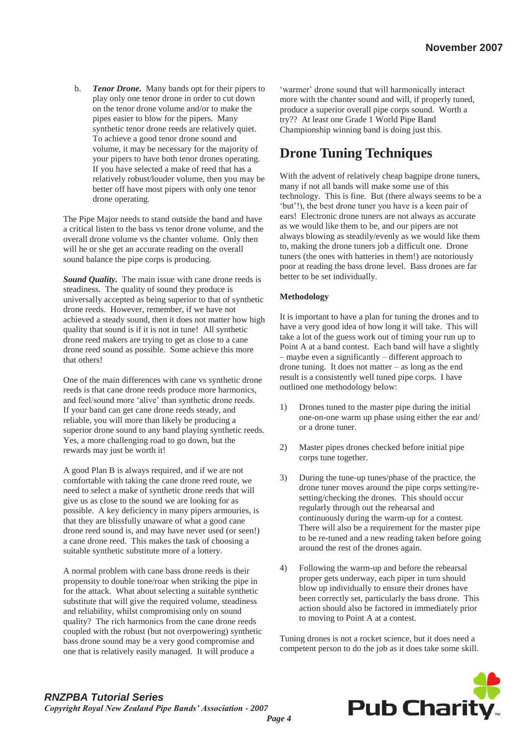b. ***Tenor Drone.*** Many bands opt for their pipers to play only one tenor drone in order to cut down on the tenor drone volume and/or to make the pipes easier to blow for the pipers. Many synthetic tenor drone reeds are relatively quiet. To achieve a good tenor drone sound and volume, it may be necessary for the majority of your pipers to have both tenor drones operating. If you have selected a make of reed that has a relatively robust/louder volume, then you may be better off have most pipers with only one tenor drone operating.

The Pipe Major needs to stand outside the band and have a critical listen to the bass vs tenor drone volume, and the overall drone volume vs the chanter volume. Only then will he or she get an accurate reading on the overall sound balance the pipe corps is producing.

***Sound Quality.*** The main issue with cane drone reeds is steadiness. The quality of sound they produce is universally accepted as being superior to that of synthetic drone reeds. However, remember, if we have not achieved a steady sound, then it does not matter how high quality that sound is if it is not in tune! All synthetic drone reed makers are trying to get as close to a cane drone reed sound as possible. Some achieve this more that others!

One of the main differences with cane vs synthetic drone reeds is that cane drone reeds produce more harmonics, and feel/sound more 'alive' than synthetic drone reeds. If your band can get cane drone reeds steady, and reliable, you will more than likely be producing a superior drone sound to any band playing synthetic reeds. Yes, a more challenging road to go down, but the rewards may just be worth it!

A good Plan B is always required, and if we are not comfortable with taking the cane drone reed route, we need to select a make of synthetic drone reeds that will give us as close to the sound we are looking for as possible. A key deficiency in many pipers armouries, is that they are blissfully unaware of what a good cane drone reed sound is, and may have never used (or seen!) a cane drone reed. This makes the task of choosing a suitable synthetic substitute more of a lottery.

A normal problem with cane bass drone reeds is their propensity to double tone/roar when striking the pipe in for the attack. What about selecting a suitable synthetic substitute that will give the required volume, steadiness and reliability, whilst compromising only on sound quality? The rich harmonics from the cane drone reeds coupled with the robust (but not overpowering) synthetic bass drone sound may be a very good compromise and one that is relatively easily managed. It will produce a 'warmer' drone sound that will harmonically interact more with the chanter sound and will, if properly tuned, produce a superior overall pipe corps sound. Worth a try?? At least one Grade 1 World Pipe Band Championship winning band is doing just this.

# Drone Tuning Techniques

With the advent of relatively cheap bagpipe drone tuners, many if not all bands will make some use of this technology. This is fine. But (there always seems to be a 'but'!), the best drone tuner you have is a keen pair of ears! Electronic drone tuners are not always as accurate as we would like them to be, and our pipers are not always blowing as steadily/evenly as we would like them to, making the drone tuners job a difficult one. Drone tuners (the ones with batteries in them!) are notoriously poor at reading the bass drone level. Bass drones are far better to be set individually.

**Methodology**

It is important to have a plan for tuning the drones and to have a very good idea of how long it will take. This will take a lot of the guess work out of timing your run up to Point A at a band contest. Each band will have a slightly – maybe even a significantly – different approach to drone tuning. It does not matter – as long as the end result is a consistently well tuned pipe corps. I have outlined one methodology below:

1) Drones tuned to the master pipe during the initial one-on-one warm up phase using either the ear and/ or a drone tuner.

2) Master pipes drones checked before initial pipe corps tune together.

3) During the tune-up tunes/phase of the practice, the drone tuner moves around the pipe corps setting/re-setting/checking the drones. This should occur regularly through out the rehearsal and continuously during the warm-up for a contest. There will also be a requirement for the master pipe to be re-tuned and a new reading taken before going around the rest of the drones again.

4) Following the warm-up and before the rehearsal proper gets underway, each piper in turn should blow up individually to ensure their drones have been correctly set, particularly the bass drone. This action should also be factored in immediately prior to moving to Point A at a contest.

Tuning drones is not a rocket science, but it does need a competent person to do the job as it does take some skill.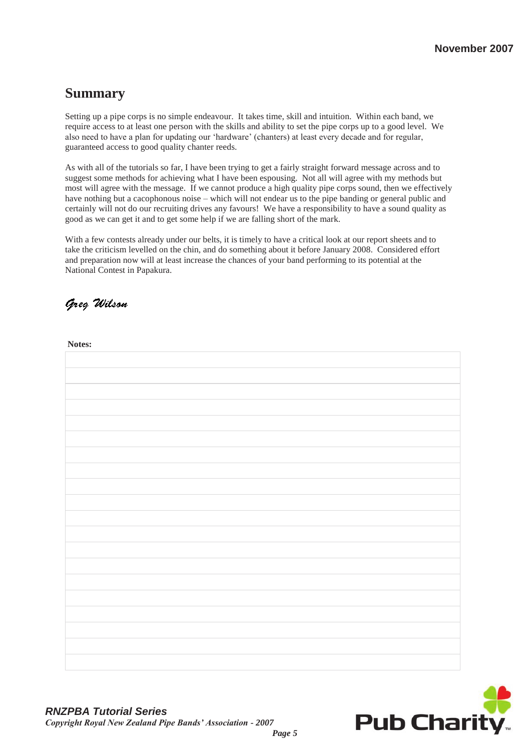## Summary

Setting up a pipe corps is no simple endeavour. It takes time, skill and intuition. Within each band, we require access to at least one person with the skills and ability to set the pipe corps up to a good level. We also need to have a plan for updating our 'hardware' (chanters) at least every decade and for regular, guaranteed access to good quality chanter reeds.

As with all of the tutorials so far, I have been trying to get a fairly straight forward message across and to suggest some methods for achieving what I have been espousing. Not all will agree with my methods but most will agree with the message. If we cannot produce a high quality pipe corps sound, then we effectively have nothing but a cacophonous noise – which will not endear us to the pipe banding or general public and certainly will not do our recruiting drives any favours! We have a responsibility to have a sound quality as good as we can get it and to get some help if we are falling short of the mark.

With a few contests already under our belts, it is timely to have a critical look at our report sheets and to take the criticism levelled on the chin, and do something about it before January 2008. Considered effort and preparation now will at least increase the chances of your band performing to its potential at the National Contest in Papakura.

*Greg Wilson*

**Notes:**